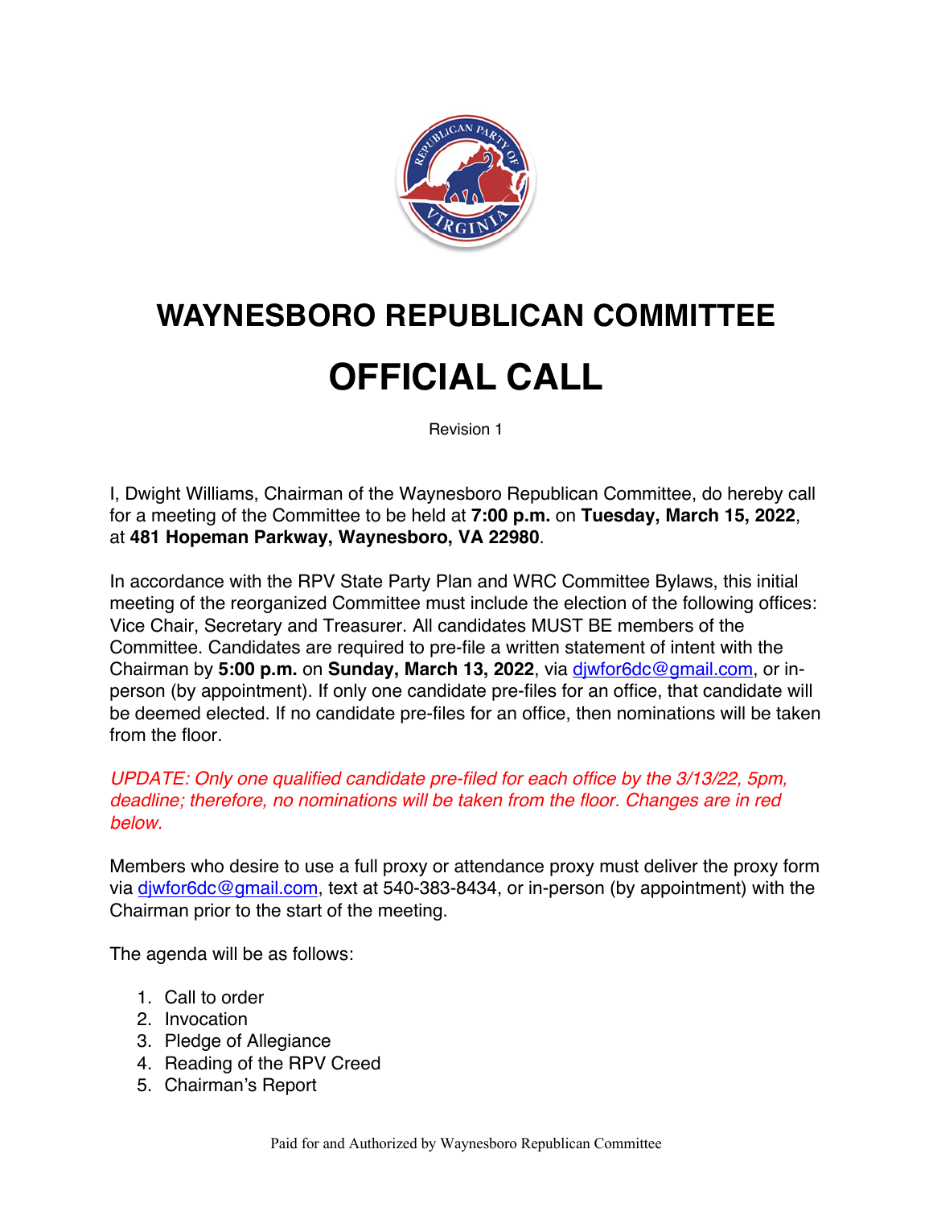# WAYNESBORO REPUBLICAN COMMITTEE

# OFFICIAL CALL

Revision 1

I, Dwight Williams, Chairman of the Waynesboro Republican Committee, do hereby call for a meeting of the Committee to be held at **7:00 p.m.** on **Tuesday, March 15, 2022**, at **481 Hopeman Parkway, Waynesboro, VA 22980**.

In accordance with the RPV State Party Plan and WRC Committee Bylaws, this initial meeting of the reorganized Committee must include the election of the following offices: Vice Chair, Secretary and Treasurer. All candidates MUST BE members of the Committee. Candidates are required to pre-file a written statement of intent with the Chairman by **5:00 p.m.** on **Sunday, March 13, 2022**, via djwfor6dc@gmail.com, or in-person (by appointment). If only one candidate pre-files for an office, that candidate will be deemed elected. If no candidate pre-files for an office, then nominations will be taken from the floor.

*UPDATE: Only one qualified candidate pre-filed for each office by the 3/13/22, 5pm, deadline; therefore, no nominations will be taken from the floor. Changes are in red below.*

Members who desire to use a full proxy or attendance proxy must deliver the proxy form via djwfor6dc@gmail.com, text at 540-383-8434, or in-person (by appointment) with the Chairman prior to the start of the meeting.

The agenda will be as follows:

1. Call to order
2. Invocation
3. Pledge of Allegiance
4. Reading of the RPV Creed
5. Chairman's Report

Paid for and Authorized by Waynesboro Republican Committee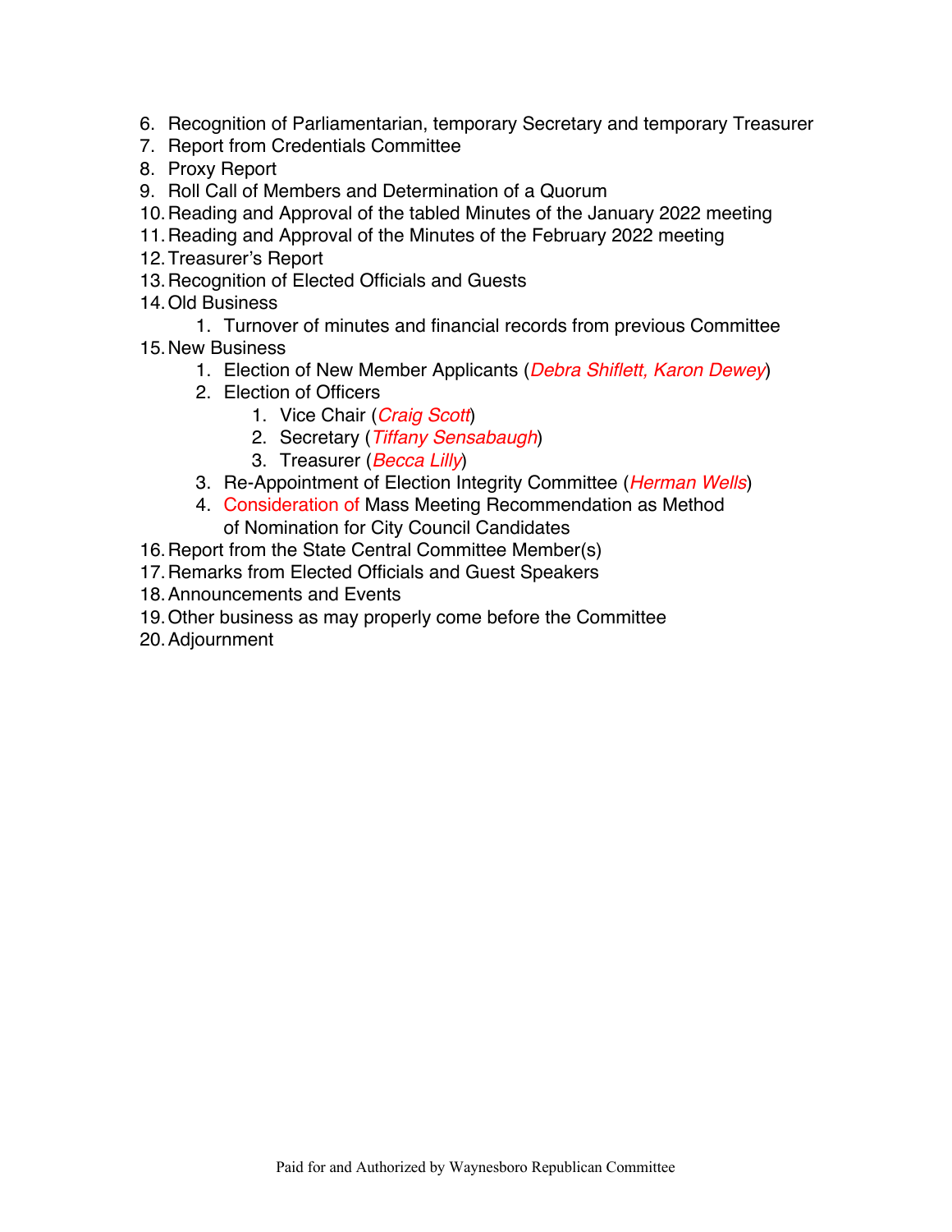6. Recognition of Parliamentarian, temporary Secretary and temporary Treasurer
7. Report from Credentials Committee
8. Proxy Report
9. Roll Call of Members and Determination of a Quorum
10. Reading and Approval of the tabled Minutes of the January 2022 meeting
11. Reading and Approval of the Minutes of the February 2022 meeting
12. Treasurer's Report
13. Recognition of Elected Officials and Guests
14. Old Business
    1. Turnover of minutes and financial records from previous Committee
15. New Business
    1. Election of New Member Applicants (*Debra Shiflett, Karon Dewey*)
    2. Election of Officers
        1. Vice Chair (*Craig Scott*)
        2. Secretary (*Tiffany Sensabaugh*)
        3. Treasurer (*Becca Lilly*)
    3. Re-Appointment of Election Integrity Committee (*Herman Wells*)
    4. Consideration of Mass Meeting Recommendation as Method of Nomination for City Council Candidates
16. Report from the State Central Committee Member(s)
17. Remarks from Elected Officials and Guest Speakers
18. Announcements and Events
19. Other business as may properly come before the Committee
20. Adjournment

Paid for and Authorized by Waynesboro Republican Committee